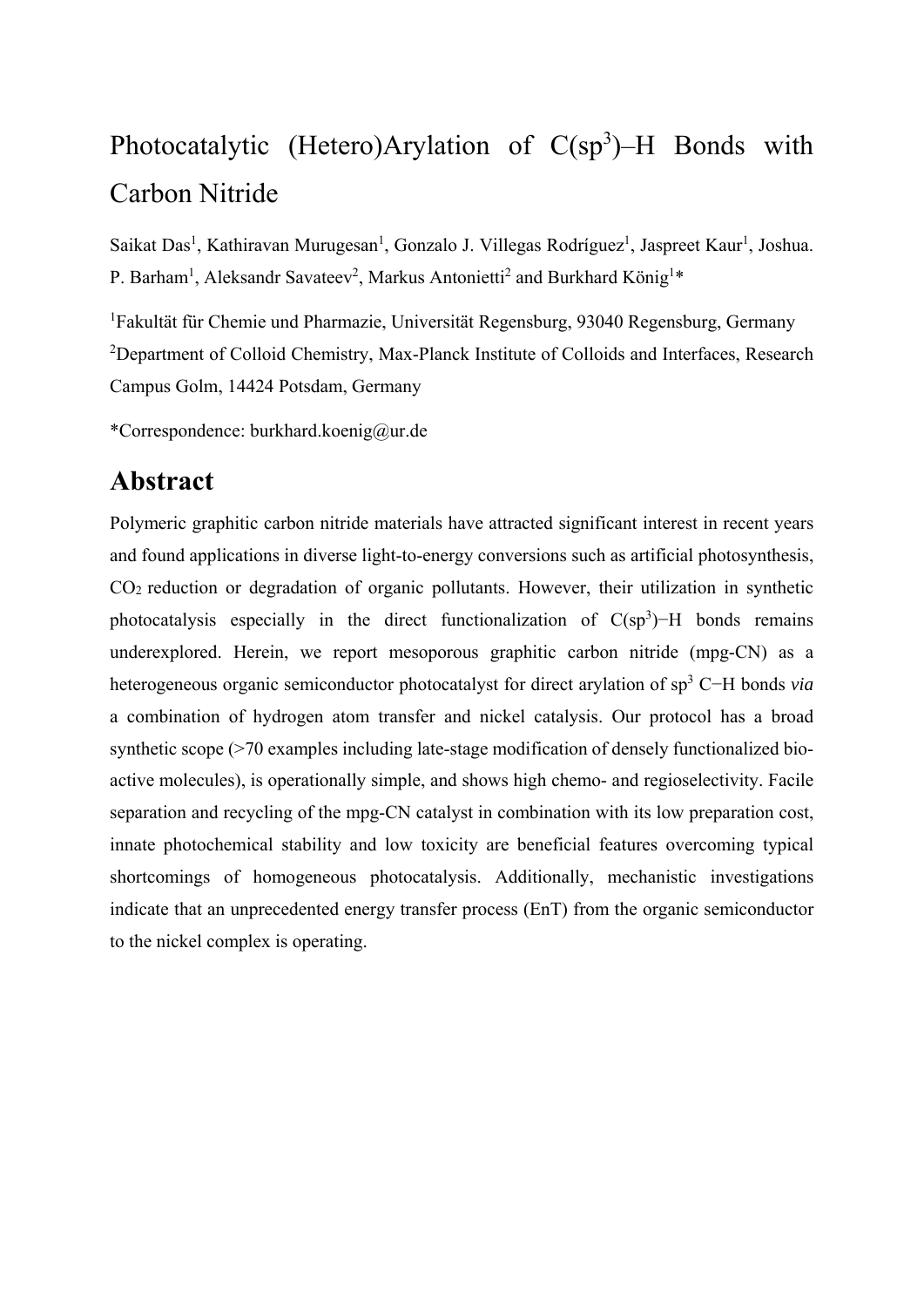# Photocatalytic (Hetero)Arylation of $C(sp^3)$–H Bonds with Carbon Nitride

Saikat Das[1], Kathiravan Murugesan[1], Gonzalo J. Villegas Rodríguez[1], Jaspreet Kaur[1], Joshua. P. Barham[1], Aleksandr Savateev[2], Markus Antonietti[2] and Burkhard König[1]*

[1]Fakultät für Chemie und Pharmazie, Universität Regensburg, 93040 Regensburg, Germany

[2]Department of Colloid Chemistry, Max-Planck Institute of Colloids and Interfaces, Research Campus Golm, 14424 Potsdam, Germany

*Correspondence: burkhard.koenig@ur.de

## Abstract

Polymeric graphitic carbon nitride materials have attracted significant interest in recent years and found applications in diverse light-to-energy conversions such as artificial photosynthesis, $CO_2$ reduction or degradation of organic pollutants. However, their utilization in synthetic photocatalysis especially in the direct functionalization of $C(sp^3)$−H bonds remains underexplored. Herein, we report mesoporous graphitic carbon nitride (mpg-CN) as a heterogeneous organic semiconductor photocatalyst for direct arylation of $sp^3$ C−H bonds *via* a combination of hydrogen atom transfer and nickel catalysis. Our protocol has a broad synthetic scope (>70 examples including late-stage modification of densely functionalized bio-active molecules), is operationally simple, and shows high chemo- and regioselectivity. Facile separation and recycling of the mpg-CN catalyst in combination with its low preparation cost, innate photochemical stability and low toxicity are beneficial features overcoming typical shortcomings of homogeneous photocatalysis. Additionally, mechanistic investigations indicate that an unprecedented energy transfer process (EnT) from the organic semiconductor to the nickel complex is operating.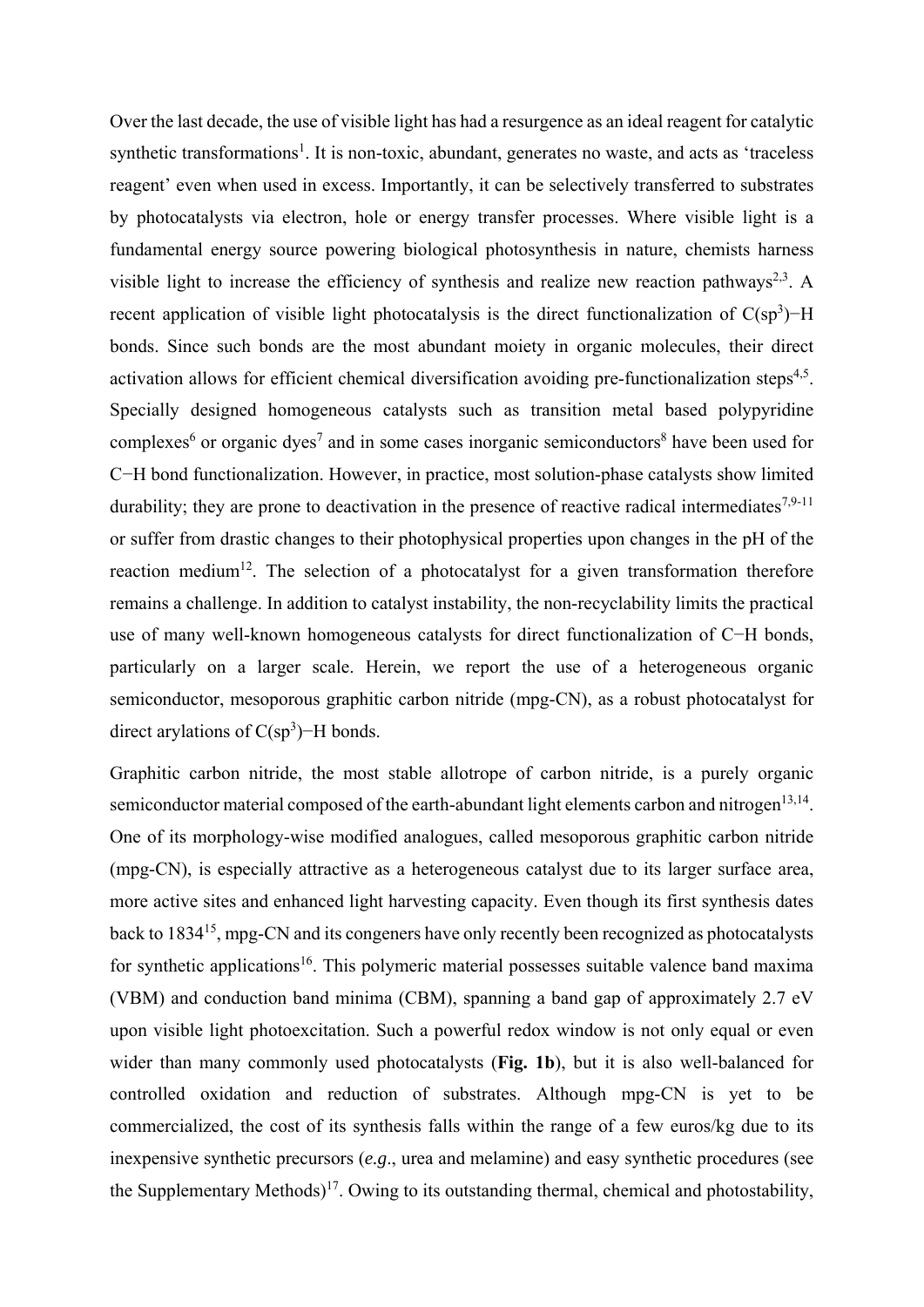Over the last decade, the use of visible light has had a resurgence as an ideal reagent for catalytic synthetic transformations[1]. It is non-toxic, abundant, generates no waste, and acts as 'traceless reagent' even when used in excess. Importantly, it can be selectively transferred to substrates by photocatalysts via electron, hole or energy transfer processes. Where visible light is a fundamental energy source powering biological photosynthesis in nature, chemists harness visible light to increase the efficiency of synthesis and realize new reaction pathways[2,3]. A recent application of visible light photocatalysis is the direct functionalization of $C(sp^3)$−H bonds. Since such bonds are the most abundant moiety in organic molecules, their direct activation allows for efficient chemical diversification avoiding pre-functionalization steps[4,5]. Specially designed homogeneous catalysts such as transition metal based polypyridine complexes[6] or organic dyes[7] and in some cases inorganic semiconductors[8] have been used for C−H bond functionalization. However, in practice, most solution-phase catalysts show limited durability; they are prone to deactivation in the presence of reactive radical intermediates[7,9-11] or suffer from drastic changes to their photophysical properties upon changes in the pH of the reaction medium[12]. The selection of a photocatalyst for a given transformation therefore remains a challenge. In addition to catalyst instability, the non-recyclability limits the practical use of many well-known homogeneous catalysts for direct functionalization of C−H bonds, particularly on a larger scale. Herein, we report the use of a heterogeneous organic semiconductor, mesoporous graphitic carbon nitride (mpg-CN), as a robust photocatalyst for direct arylations of $C(sp^3)$−H bonds.

Graphitic carbon nitride, the most stable allotrope of carbon nitride, is a purely organic semiconductor material composed of the earth-abundant light elements carbon and nitrogen[13,14]. One of its morphology-wise modified analogues, called mesoporous graphitic carbon nitride (mpg-CN), is especially attractive as a heterogeneous catalyst due to its larger surface area, more active sites and enhanced light harvesting capacity. Even though its first synthesis dates back to 1834[15], mpg-CN and its congeners have only recently been recognized as photocatalysts for synthetic applications[16]. This polymeric material possesses suitable valence band maxima (VBM) and conduction band minima (CBM), spanning a band gap of approximately 2.7 eV upon visible light photoexcitation. Such a powerful redox window is not only equal or even wider than many commonly used photocatalysts (**Fig. 1b**), but it is also well-balanced for controlled oxidation and reduction of substrates. Although mpg-CN is yet to be commercialized, the cost of its synthesis falls within the range of a few euros/kg due to its inexpensive synthetic precursors (*e.g.*, urea and melamine) and easy synthetic procedures (see the Supplementary Methods)[17]. Owing to its outstanding thermal, chemical and photostability,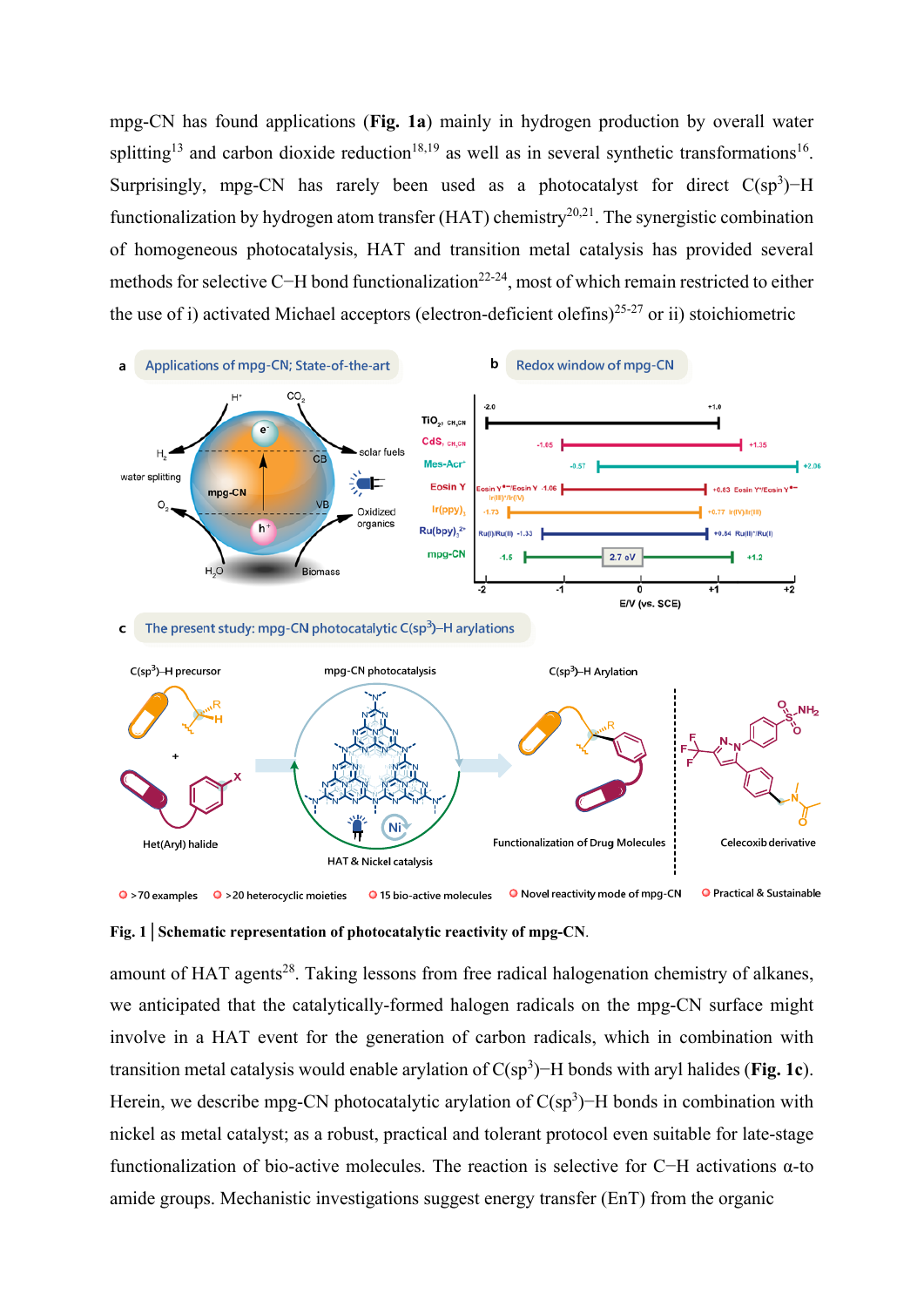mpg-CN has found applications (**Fig. 1a**) mainly in hydrogen production by overall water splitting[13] and carbon dioxide reduction[18,19] as well as in several synthetic transformations[16]. Surprisingly, mpg-CN has rarely been used as a photocatalyst for direct C($sp^3$)−H functionalization by hydrogen atom transfer (HAT) chemistry[20,21]. The synergistic combination of homogeneous photocatalysis, HAT and transition metal catalysis has provided several methods for selective C−H bond functionalization[22-24], most of which remain restricted to either the use of i) activated Michael acceptors (electron-deficient olefins)[25-27] or ii) stoichiometric

**Fig. 1 | Schematic representation of photocatalytic reactivity of mpg-CN**.

amount of HAT agents[28]. Taking lessons from free radical halogenation chemistry of alkanes, we anticipated that the catalytically-formed halogen radicals on the mpg-CN surface might involve in a HAT event for the generation of carbon radicals, which in combination with transition metal catalysis would enable arylation of C($sp^3$)−H bonds with aryl halides (**Fig. 1c**). Herein, we describe mpg-CN photocatalytic arylation of C($sp^3$)−H bonds in combination with nickel as metal catalyst; as a robust, practical and tolerant protocol even suitable for late-stage functionalization of bio-active molecules. The reaction is selective for C−H activations α-to amide groups. Mechanistic investigations suggest energy transfer (EnT) from the organic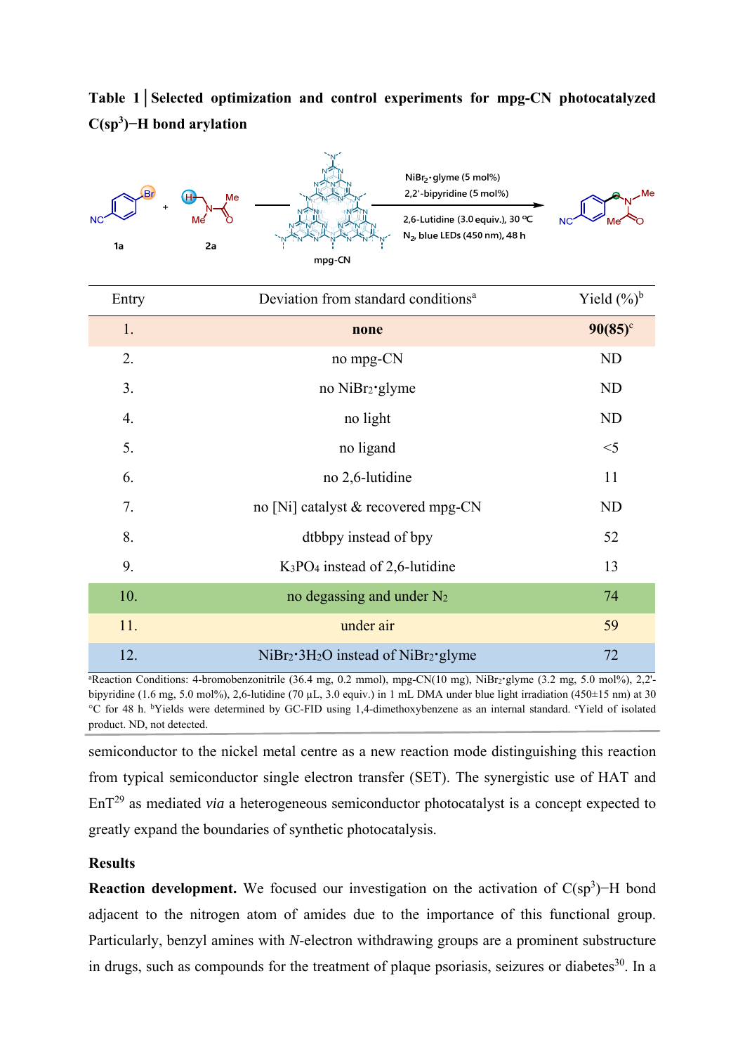**Table 1 | Selected optimization and control experiments for mpg-CN photocatalyzed C(sp$^3$)−H bond arylation**

| Entry | Deviation from standard conditions[a] | Yield (%)[b] |
|---|---|---|
| 1. | **none** | **90(85)**[c] |
| 2. | no mpg-CN | ND |
| 3. | no $NiBr_2$•glyme | ND |
| 4. | no light | ND |
| 5. | no ligand | <5 |
| 6. | no 2,6-lutidine | 11 |
| 7. | no [Ni] catalyst & recovered mpg-CN | ND |
| 8. | dtbbpy instead of bpy | 52 |
| 9. | $K_3PO_4$ instead of 2,6-lutidine | 13 |
| 10. | no degassing and under $N_2$ | 74 |
| 11. | under air | 59 |
| 12. | $NiBr_2$•$3H_2O$ instead of $NiBr_2$•glyme | 72 |

[a]Reaction Conditions: 4-bromobenzonitrile (36.4 mg, 0.2 mmol), mpg-CN(10 mg), $NiBr_2$•glyme (3.2 mg, 5.0 mol%), 2,2'-bipyridine (1.6 mg, 5.0 mol%), 2,6-lutidine (70 µL, 3.0 equiv.) in 1 mL DMA under blue light irradiation (450±15 nm) at 30 °C for 48 h. [b]Yields were determined by GC-FID using 1,4-dimethoxybenzene as an internal standard. [c]Yield of isolated product. ND, not detected.

semiconductor to the nickel metal centre as a new reaction mode distinguishing this reaction from typical semiconductor single electron transfer (SET). The synergistic use of HAT and EnT[29] as mediated *via* a heterogeneous semiconductor photocatalyst is a concept expected to greatly expand the boundaries of synthetic photocatalysis.

## Results

**Reaction development.** We focused our investigation on the activation of C(sp$^3$)−H bond adjacent to the nitrogen atom of amides due to the importance of this functional group. Particularly, benzyl amines with *N*-electron withdrawing groups are a prominent substructure in drugs, such as compounds for the treatment of plaque psoriasis, seizures or diabetes[30]. In a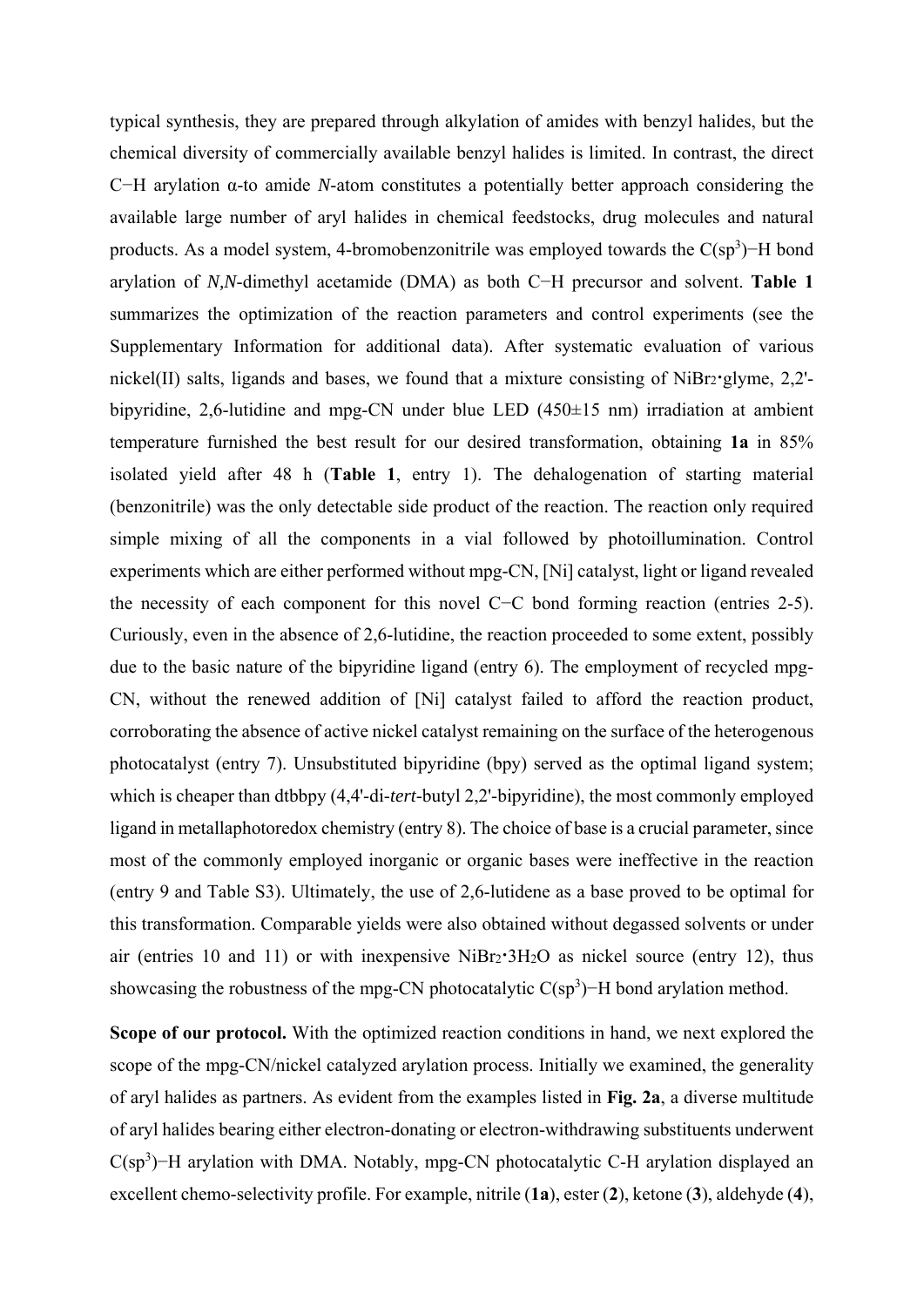typical synthesis, they are prepared through alkylation of amides with benzyl halides, but the chemical diversity of commercially available benzyl halides is limited. In contrast, the direct C−H arylation α-to amide *N*-atom constitutes a potentially better approach considering the available large number of aryl halides in chemical feedstocks, drug molecules and natural products. As a model system, 4-bromobenzonitrile was employed towards the $C(sp^3)$−H bond arylation of *N,N*-dimethyl acetamide (DMA) as both C−H precursor and solvent. **Table 1** summarizes the optimization of the reaction parameters and control experiments (see the Supplementary Information for additional data). After systematic evaluation of various nickel(II) salts, ligands and bases, we found that a mixture consisting of $NiBr_2$•glyme, 2,2'-bipyridine, 2,6-lutidine and mpg-CN under blue LED (450±15 nm) irradiation at ambient temperature furnished the best result for our desired transformation, obtaining **1a** in 85% isolated yield after 48 h (**Table 1**, entry 1). The dehalogenation of starting material (benzonitrile) was the only detectable side product of the reaction. The reaction only required simple mixing of all the components in a vial followed by photoillumination. Control experiments which are either performed without mpg-CN, [Ni] catalyst, light or ligand revealed the necessity of each component for this novel C−C bond forming reaction (entries 2-5). Curiously, even in the absence of 2,6-lutidine, the reaction proceeded to some extent, possibly due to the basic nature of the bipyridine ligand (entry 6). The employment of recycled mpg-CN, without the renewed addition of [Ni] catalyst failed to afford the reaction product, corroborating the absence of active nickel catalyst remaining on the surface of the heterogenous photocatalyst (entry 7). Unsubstituted bipyridine (bpy) served as the optimal ligand system; which is cheaper than dtbbpy (4,4'-di-*tert*-butyl 2,2'-bipyridine), the most commonly employed ligand in metallaphotoredox chemistry (entry 8). The choice of base is a crucial parameter, since most of the commonly employed inorganic or organic bases were ineffective in the reaction (entry 9 and Table S3). Ultimately, the use of 2,6-lutidene as a base proved to be optimal for this transformation. Comparable yields were also obtained without degassed solvents or under air (entries 10 and 11) or with inexpensive $NiBr_2$•$3H_2O$ as nickel source (entry 12), thus showcasing the robustness of the mpg-CN photocatalytic $C(sp^3)$−H bond arylation method.

**Scope of our protocol.** With the optimized reaction conditions in hand, we next explored the scope of the mpg-CN/nickel catalyzed arylation process. Initially we examined, the generality of aryl halides as partners. As evident from the examples listed in **Fig. 2a**, a diverse multitude of aryl halides bearing either electron-donating or electron-withdrawing substituents underwent $C(sp^3)$−H arylation with DMA. Notably, mpg-CN photocatalytic C-H arylation displayed an excellent chemo-selectivity profile. For example, nitrile (**1a**), ester (**2**), ketone (**3**), aldehyde (**4**),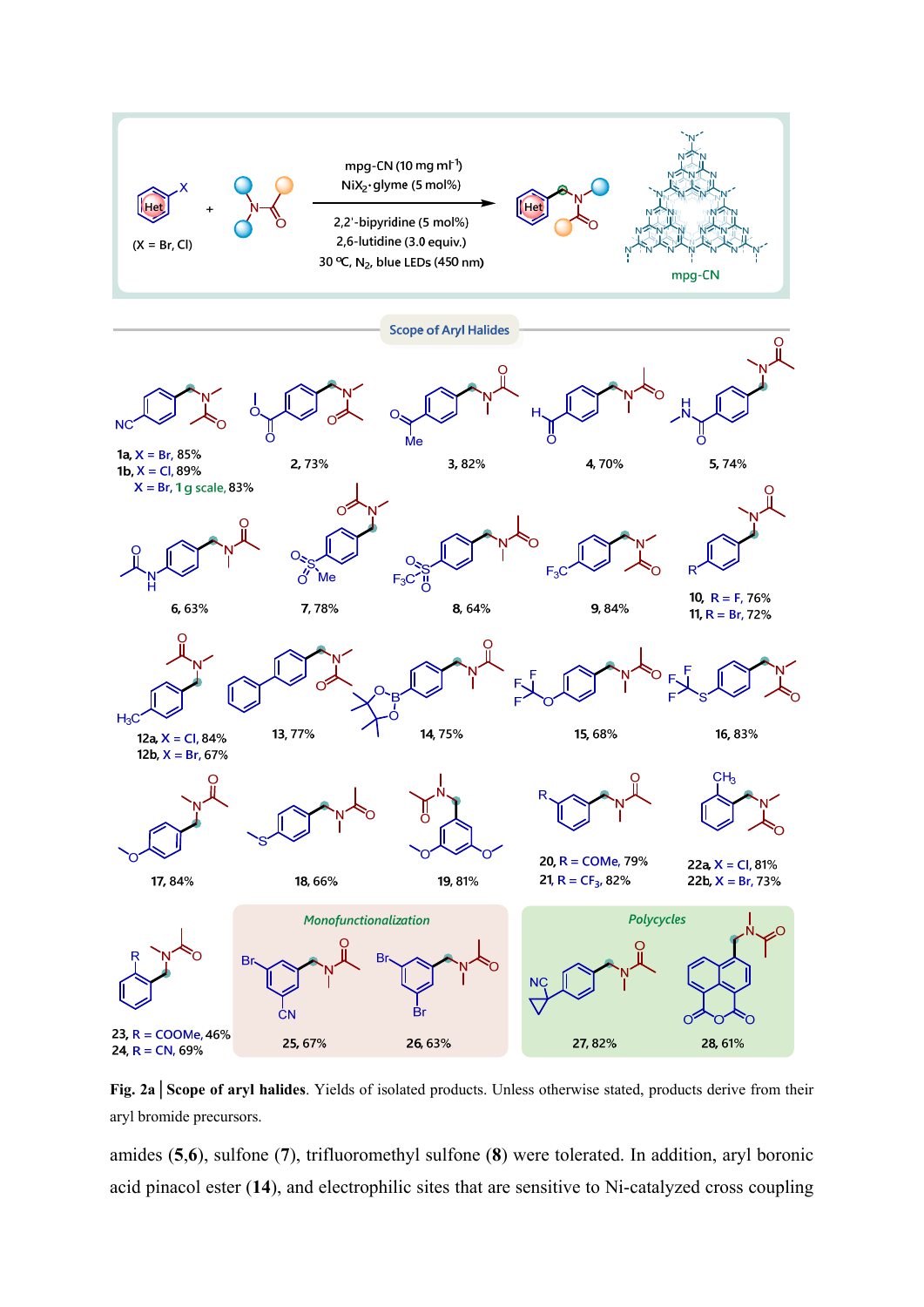**Fig. 2a | Scope of aryl halides**. Yields of isolated products. Unless otherwise stated, products derive from their aryl bromide precursors.

amides (**5**,**6**), sulfone (**7**), trifluoromethyl sulfone (**8**) were tolerated. In addition, aryl boronic acid pinacol ester (**14**), and electrophilic sites that are sensitive to Ni-catalyzed cross coupling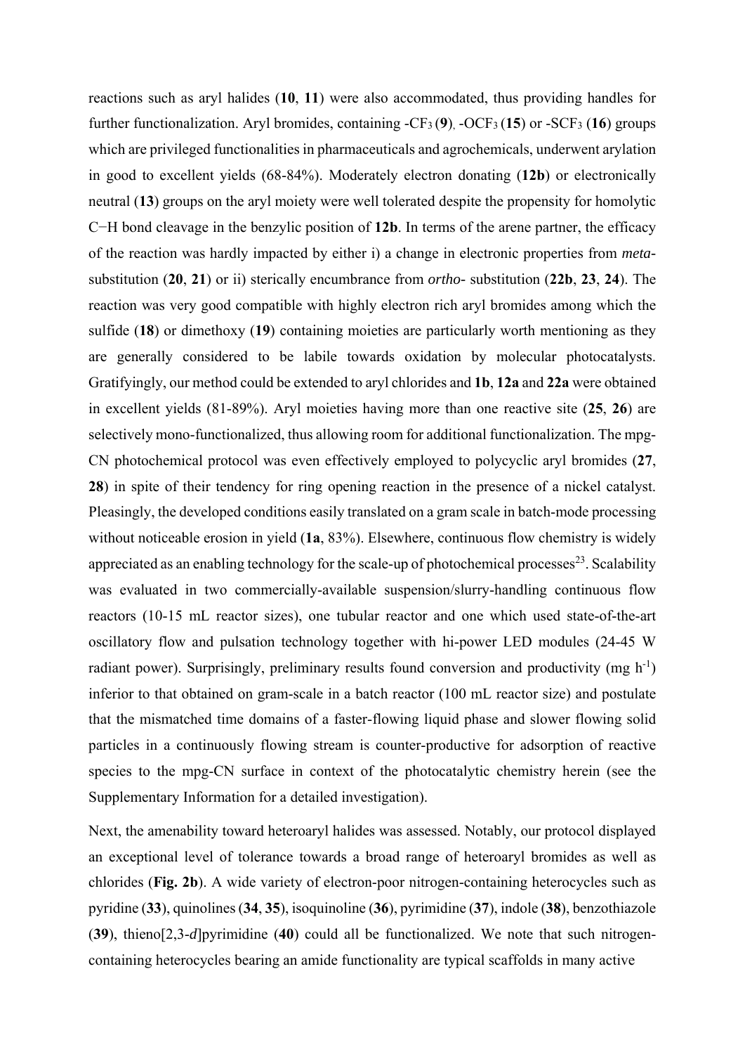reactions such as aryl halides (**10**, **11**) were also accommodated, thus providing handles for further functionalization. Aryl bromides, containing -$CF_3$ (**9**), -$OCF_3$ (**15**) or -$SCF_3$ (**16**) groups which are privileged functionalities in pharmaceuticals and agrochemicals, underwent arylation in good to excellent yields (68-84%). Moderately electron donating (**12b**) or electronically neutral (**13**) groups on the aryl moiety were well tolerated despite the propensity for homolytic C−H bond cleavage in the benzylic position of **12b**. In terms of the arene partner, the efficacy of the reaction was hardly impacted by either i) a change in electronic properties from *meta*-substitution (**20**, **21**) or ii) sterically encumbrance from *ortho*- substitution (**22b**, **23**, **24**). The reaction was very good compatible with highly electron rich aryl bromides among which the sulfide (**18**) or dimethoxy (**19**) containing moieties are particularly worth mentioning as they are generally considered to be labile towards oxidation by molecular photocatalysts. Gratifyingly, our method could be extended to aryl chlorides and **1b**, **12a** and **22a** were obtained in excellent yields (81-89%). Aryl moieties having more than one reactive site (**25**, **26**) are selectively mono-functionalized, thus allowing room for additional functionalization. The mpg-CN photochemical protocol was even effectively employed to polycyclic aryl bromides (**27**, **28**) in spite of their tendency for ring opening reaction in the presence of a nickel catalyst. Pleasingly, the developed conditions easily translated on a gram scale in batch-mode processing without noticeable erosion in yield (**1a**, 83%). Elsewhere, continuous flow chemistry is widely appreciated as an enabling technology for the scale-up of photochemical processes[23]. Scalability was evaluated in two commercially-available suspension/slurry-handling continuous flow reactors (10-15 mL reactor sizes), one tubular reactor and one which used state-of-the-art oscillatory flow and pulsation technology together with hi-power LED modules (24-45 W radiant power). Surprisingly, preliminary results found conversion and productivity (mg $h^{-1}$) inferior to that obtained on gram-scale in a batch reactor (100 mL reactor size) and postulate that the mismatched time domains of a faster-flowing liquid phase and slower flowing solid particles in a continuously flowing stream is counter-productive for adsorption of reactive species to the mpg-CN surface in context of the photocatalytic chemistry herein (see the Supplementary Information for a detailed investigation).

Next, the amenability toward heteroaryl halides was assessed. Notably, our protocol displayed an exceptional level of tolerance towards a broad range of heteroaryl bromides as well as chlorides (**Fig. 2b**). A wide variety of electron-poor nitrogen-containing heterocycles such as pyridine (**33**), quinolines (**34**, **35**), isoquinoline (**36**), pyrimidine (**37**), indole (**38**), benzothiazole (**39**), thieno[2,3-*d*]pyrimidine (**40**) could all be functionalized. We note that such nitrogen-containing heterocycles bearing an amide functionality are typical scaffolds in many active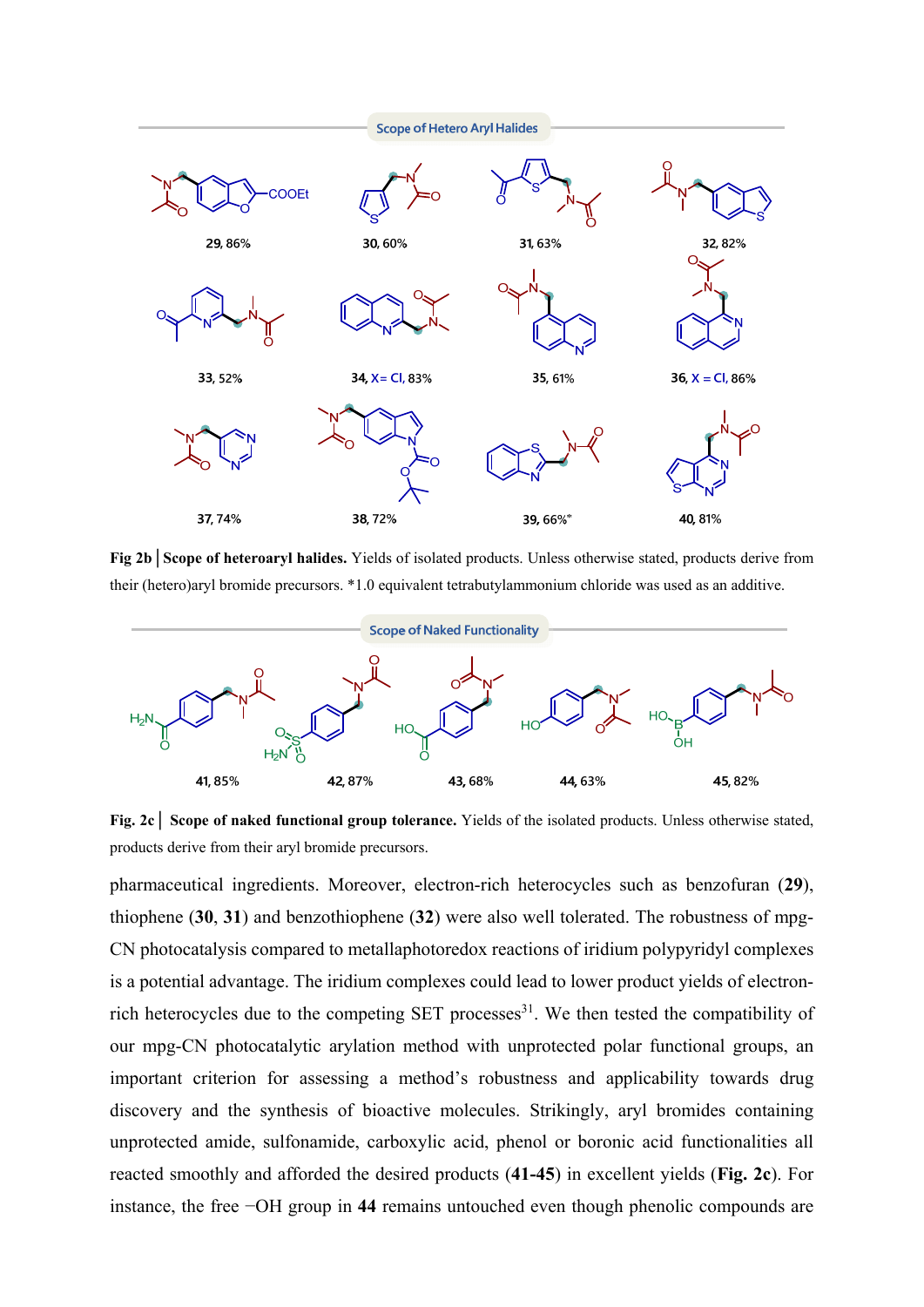Scope of Hetero Aryl Halides

29, 86%   30, 60%   31, 63%   32, 82%

33, 52%   34, X= Cl, 83%   35, 61%   36, X = Cl, 86%

37, 74%   38, 72%   39, 66%*   40, 81%

**Fig 2b│Scope of heteroaryl halides.** Yields of isolated products. Unless otherwise stated, products derive from their (hetero)aryl bromide precursors. *1.0 equivalent tetrabutylammonium chloride was used as an additive.

Scope of Naked Functionality

41, 85%   42, 87%   43, 68%   44, 63%   45, 82%

**Fig. 2c│ Scope of naked functional group tolerance.** Yields of the isolated products. Unless otherwise stated, products derive from their aryl bromide precursors.

pharmaceutical ingredients. Moreover, electron-rich heterocycles such as benzofuran (**29**), thiophene (**30**, **31**) and benzothiophene (**32**) were also well tolerated. The robustness of mpg-CN photocatalysis compared to metallaphotoredox reactions of iridium polypyridyl complexes is a potential advantage. The iridium complexes could lead to lower product yields of electron-rich heterocycles due to the competing SET processes[31]. We then tested the compatibility of our mpg-CN photocatalytic arylation method with unprotected polar functional groups, an important criterion for assessing a method's robustness and applicability towards drug discovery and the synthesis of bioactive molecules. Strikingly, aryl bromides containing unprotected amide, sulfonamide, carboxylic acid, phenol or boronic acid functionalities all reacted smoothly and afforded the desired products (**41-45**) in excellent yields (**Fig. 2c**). For instance, the free −OH group in **44** remains untouched even though phenolic compounds are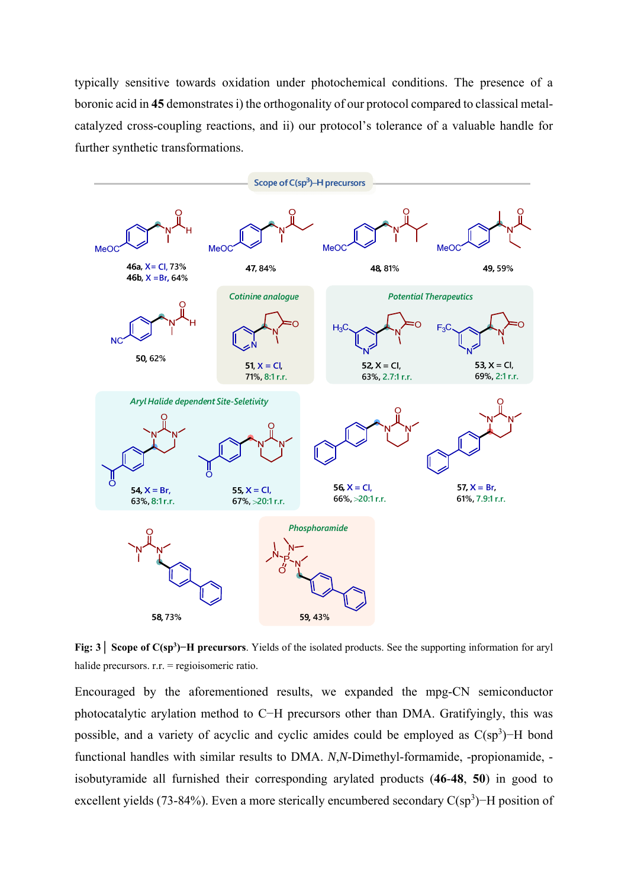typically sensitive towards oxidation under photochemical conditions. The presence of a boronic acid in **45** demonstrates i) the orthogonality of our protocol compared to classical metal-catalyzed cross-coupling reactions, and ii) our protocol's tolerance of a valuable handle for further synthetic transformations.

**Fig: 3 │ Scope of C(sp$^3$)−H precursors**. Yields of the isolated products. See the supporting information for aryl halide precursors. r.r. = regioisomeric ratio.

Encouraged by the aforementioned results, we expanded the mpg-CN semiconductor photocatalytic arylation method to C−H precursors other than DMA. Gratifyingly, this was possible, and a variety of acyclic and cyclic amides could be employed as C(sp$^3$)−H bond functional handles with similar results to DMA. *N*,*N*-Dimethyl-formamide, -propionamide, -isobutyramide all furnished their corresponding arylated products (**46-48**, **50**) in good to excellent yields (73-84%). Even a more sterically encumbered secondary C(sp$^3$)−H position of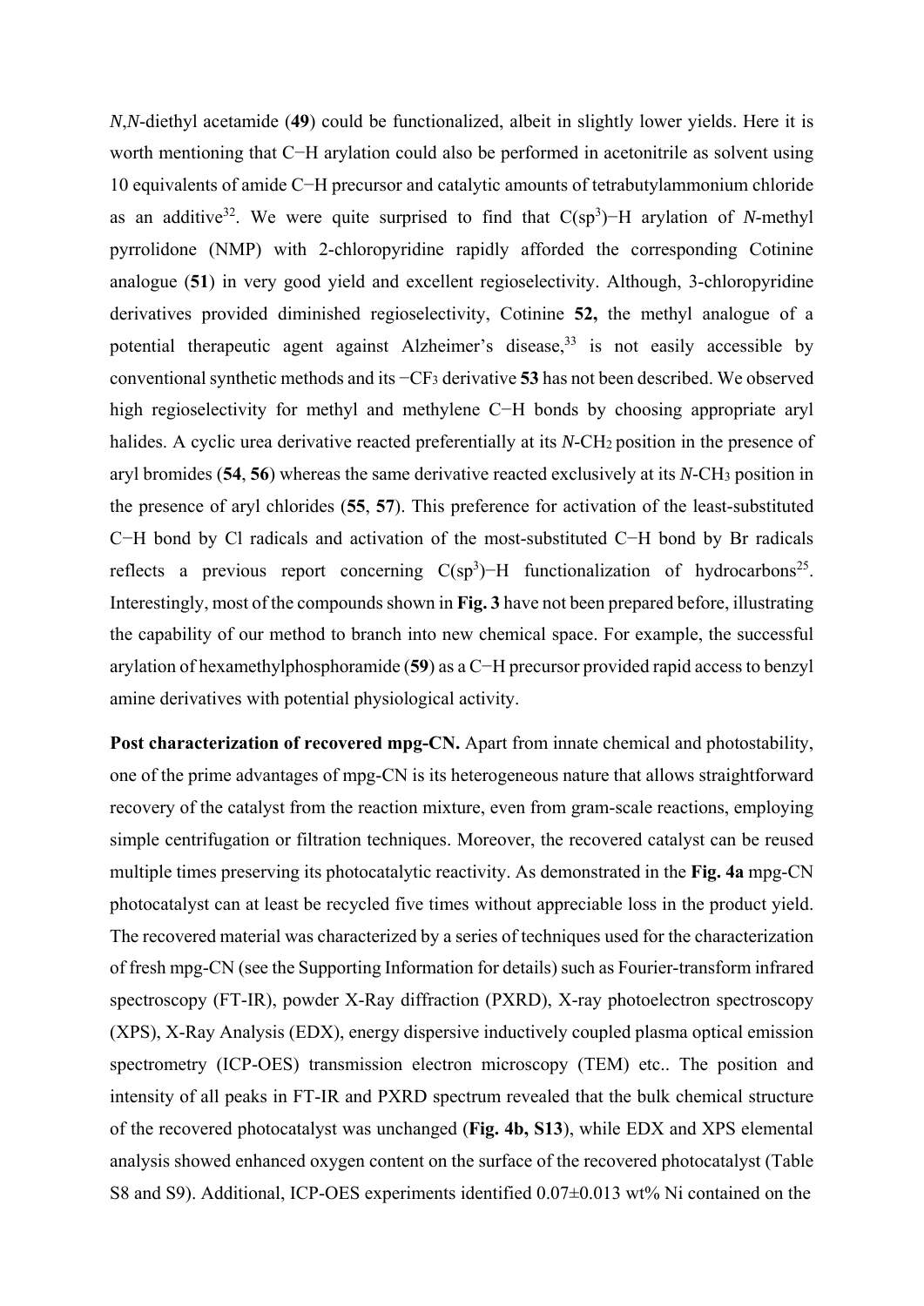*N*,*N*-diethyl acetamide (**49**) could be functionalized, albeit in slightly lower yields. Here it is worth mentioning that C−H arylation could also be performed in acetonitrile as solvent using 10 equivalents of amide C−H precursor and catalytic amounts of tetrabutylammonium chloride as an additive[32]. We were quite surprised to find that C($sp^3$)−H arylation of *N*-methyl pyrrolidone (NMP) with 2-chloropyridine rapidly afforded the corresponding Cotinine analogue (**51**) in very good yield and excellent regioselectivity. Although, 3-chloropyridine derivatives provided diminished regioselectivity, Cotinine **52,** the methyl analogue of a potential therapeutic agent against Alzheimer's disease,[33] is not easily accessible by conventional synthetic methods and its $-CF_3$ derivative **53** has not been described. We observed high regioselectivity for methyl and methylene C−H bonds by choosing appropriate aryl halides. A cyclic urea derivative reacted preferentially at its *N*-$CH_2$ position in the presence of aryl bromides (**54**, **56**) whereas the same derivative reacted exclusively at its *N*-$CH_3$ position in the presence of aryl chlorides (**55**, **57**). This preference for activation of the least-substituted C−H bond by Cl radicals and activation of the most-substituted C−H bond by Br radicals reflects a previous report concerning C($sp^3$)−H functionalization of hydrocarbons[25]. Interestingly, most of the compounds shown in **Fig. 3** have not been prepared before, illustrating the capability of our method to branch into new chemical space. For example, the successful arylation of hexamethylphosphoramide (**59**) as a C−H precursor provided rapid access to benzyl amine derivatives with potential physiological activity.

**Post characterization of recovered mpg-CN.** Apart from innate chemical and photostability, one of the prime advantages of mpg-CN is its heterogeneous nature that allows straightforward recovery of the catalyst from the reaction mixture, even from gram-scale reactions, employing simple centrifugation or filtration techniques. Moreover, the recovered catalyst can be reused multiple times preserving its photocatalytic reactivity. As demonstrated in the **Fig. 4a** mpg-CN photocatalyst can at least be recycled five times without appreciable loss in the product yield. The recovered material was characterized by a series of techniques used for the characterization of fresh mpg-CN (see the Supporting Information for details) such as Fourier-transform infrared spectroscopy (FT-IR), powder X-Ray diffraction (PXRD), X-ray photoelectron spectroscopy (XPS), X-Ray Analysis (EDX), energy dispersive inductively coupled plasma optical emission spectrometry (ICP-OES) transmission electron microscopy (TEM) etc.. The position and intensity of all peaks in FT-IR and PXRD spectrum revealed that the bulk chemical structure of the recovered photocatalyst was unchanged (**Fig. 4b, S13**), while EDX and XPS elemental analysis showed enhanced oxygen content on the surface of the recovered photocatalyst (Table S8 and S9). Additional, ICP-OES experiments identified 0.07±0.013 wt% Ni contained on the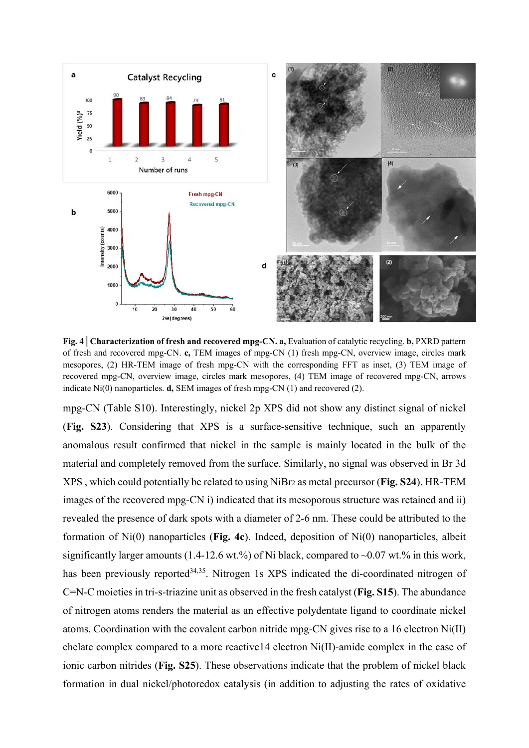**Fig. 4 │ Characterization of fresh and recovered mpg-CN. a,** Evaluation of catalytic recycling. **b,** PXRD pattern of fresh and recovered mpg-CN. **c,** TEM images of mpg-CN (1) fresh mpg-CN, overview image, circles mark mesopores, (2) HR-TEM image of fresh mpg-CN with the corresponding FFT as inset, (3) TEM image of recovered mpg-CN, overview image, circles mark mesopores, (4) TEM image of recovered mpg-CN, arrows indicate Ni(0) nanoparticles. **d,** SEM images of fresh mpg-CN (1) and recovered (2).

mpg-CN (Table S10). Interestingly, nickel 2p XPS did not show any distinct signal of nickel (**Fig. S23**). Considering that XPS is a surface-sensitive technique, such an apparently anomalous result confirmed that nickel in the sample is mainly located in the bulk of the material and completely removed from the surface. Similarly, no signal was observed in Br 3d XPS , which could potentially be related to using $NiBr_2$ as metal precursor (**Fig. S24**). HR-TEM images of the recovered mpg-CN i) indicated that its mesoporous structure was retained and ii) revealed the presence of dark spots with a diameter of 2-6 nm. These could be attributed to the formation of Ni(0) nanoparticles (**Fig. 4c**). Indeed, deposition of Ni(0) nanoparticles, albeit significantly larger amounts (1.4-12.6 wt.%) of Ni black, compared to ~0.07 wt.% in this work, has been previously reported[34,35]. Nitrogen 1s XPS indicated the di-coordinated nitrogen of C=N-C moieties in tri-s-triazine unit as observed in the fresh catalyst (**Fig. S15**). The abundance of nitrogen atoms renders the material as an effective polydentate ligand to coordinate nickel atoms. Coordination with the covalent carbon nitride mpg-CN gives rise to a 16 electron Ni(II) chelate complex compared to a more reactive14 electron Ni(II)-amide complex in the case of ionic carbon nitrides (**Fig. S25**). These observations indicate that the problem of nickel black formation in dual nickel/photoredox catalysis (in addition to adjusting the rates of oxidative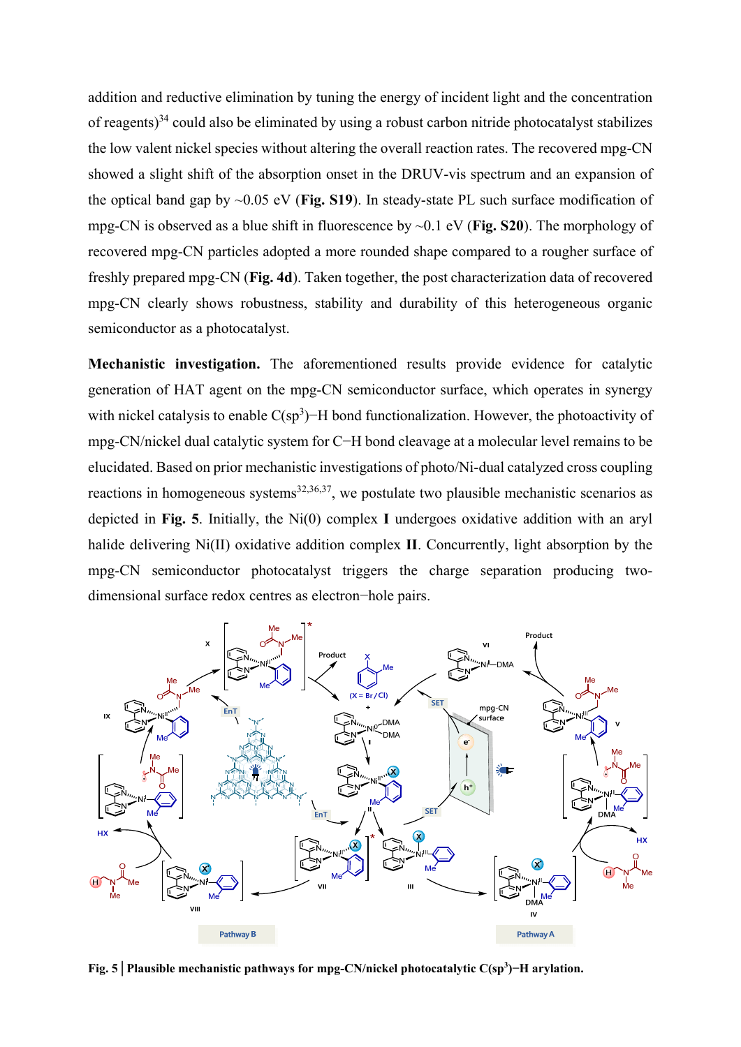addition and reductive elimination by tuning the energy of incident light and the concentration of reagents)[34] could also be eliminated by using a robust carbon nitride photocatalyst stabilizes the low valent nickel species without altering the overall reaction rates. The recovered mpg-CN showed a slight shift of the absorption onset in the DRUV-vis spectrum and an expansion of the optical band gap by ~0.05 eV (**Fig. S19**). In steady-state PL such surface modification of mpg-CN is observed as a blue shift in fluorescence by ~0.1 eV (**Fig. S20**). The morphology of recovered mpg-CN particles adopted a more rounded shape compared to a rougher surface of freshly prepared mpg-CN (**Fig. 4d**). Taken together, the post characterization data of recovered mpg-CN clearly shows robustness, stability and durability of this heterogeneous organic semiconductor as a photocatalyst.

**Mechanistic investigation.** The aforementioned results provide evidence for catalytic generation of HAT agent on the mpg-CN semiconductor surface, which operates in synergy with nickel catalysis to enable C($sp^3$)−H bond functionalization. However, the photoactivity of mpg-CN/nickel dual catalytic system for C−H bond cleavage at a molecular level remains to be elucidated. Based on prior mechanistic investigations of photo/Ni-dual catalyzed cross coupling reactions in homogeneous systems[32,36,37], we postulate two plausible mechanistic scenarios as depicted in **Fig. 5**. Initially, the Ni(0) complex **I** undergoes oxidative addition with an aryl halide delivering Ni(II) oxidative addition complex **II**. Concurrently, light absorption by the mpg-CN semiconductor photocatalyst triggers the charge separation producing two-dimensional surface redox centres as electron−hole pairs.

**Fig. 5 | Plausible mechanistic pathways for mpg-CN/nickel photocatalytic C($sp^3$)−H arylation.**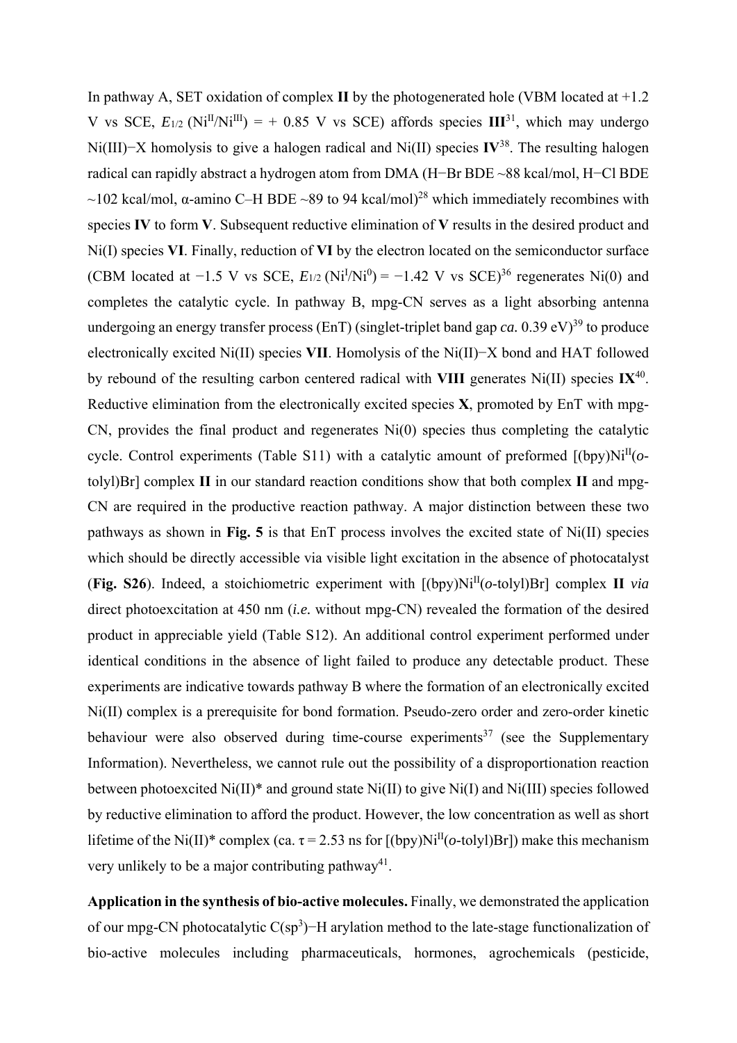In pathway A, SET oxidation of complex **II** by the photogenerated hole (VBM located at +1.2 V vs SCE, $E_{1/2}$ ($Ni^{II}/Ni^{III}$) = + 0.85 V vs SCE) affords species **III**[31], which may undergo Ni(III)−X homolysis to give a halogen radical and Ni(II) species **IV**[38]. The resulting halogen radical can rapidly abstract a hydrogen atom from DMA (H−Br BDE ~88 kcal/mol, H−Cl BDE ~102 kcal/mol, α-amino C–H BDE ~89 to 94 kcal/mol)[28] which immediately recombines with species **IV** to form **V**. Subsequent reductive elimination of **V** results in the desired product and Ni(I) species **VI**. Finally, reduction of **VI** by the electron located on the semiconductor surface (CBM located at −1.5 V vs SCE, $E_{1/2}$ ($Ni^{I}/Ni^{0}$) = −1.42 V vs SCE)[36] regenerates Ni(0) and completes the catalytic cycle. In pathway B, mpg-CN serves as a light absorbing antenna undergoing an energy transfer process (EnT) (singlet-triplet band gap *ca.* 0.39 eV)[39] to produce electronically excited Ni(II) species **VII**. Homolysis of the Ni(II)−X bond and HAT followed by rebound of the resulting carbon centered radical with **VIII** generates Ni(II) species **IX**[40]. Reductive elimination from the electronically excited species **X**, promoted by EnT with mpg-CN, provides the final product and regenerates Ni(0) species thus completing the catalytic cycle. Control experiments (Table S11) with a catalytic amount of preformed [(bpy)$Ni^{II}$(*o*-tolyl)Br] complex **II** in our standard reaction conditions show that both complex **II** and mpg-CN are required in the productive reaction pathway. A major distinction between these two pathways as shown in **Fig. 5** is that EnT process involves the excited state of Ni(II) species which should be directly accessible via visible light excitation in the absence of photocatalyst (**Fig. S26**). Indeed, a stoichiometric experiment with [(bpy)$Ni^{II}$(*o*-tolyl)Br] complex **II** *via* direct photoexcitation at 450 nm (*i.e.* without mpg-CN) revealed the formation of the desired product in appreciable yield (Table S12). An additional control experiment performed under identical conditions in the absence of light failed to produce any detectable product. These experiments are indicative towards pathway B where the formation of an electronically excited Ni(II) complex is a prerequisite for bond formation. Pseudo-zero order and zero-order kinetic behaviour were also observed during time-course experiments[37] (see the Supplementary Information). Nevertheless, we cannot rule out the possibility of a disproportionation reaction between photoexcited Ni(II)* and ground state Ni(II) to give Ni(I) and Ni(III) species followed by reductive elimination to afford the product. However, the low concentration as well as short lifetime of the Ni(II)* complex (ca. $\tau$ = 2.53 ns for [(bpy)$Ni^{II}$(*o*-tolyl)Br]) make this mechanism very unlikely to be a major contributing pathway[41].

**Application in the synthesis of bio-active molecules.** Finally, we demonstrated the application of our mpg-CN photocatalytic C($sp^3$)−H arylation method to the late-stage functionalization of bio-active molecules including pharmaceuticals, hormones, agrochemicals (pesticide,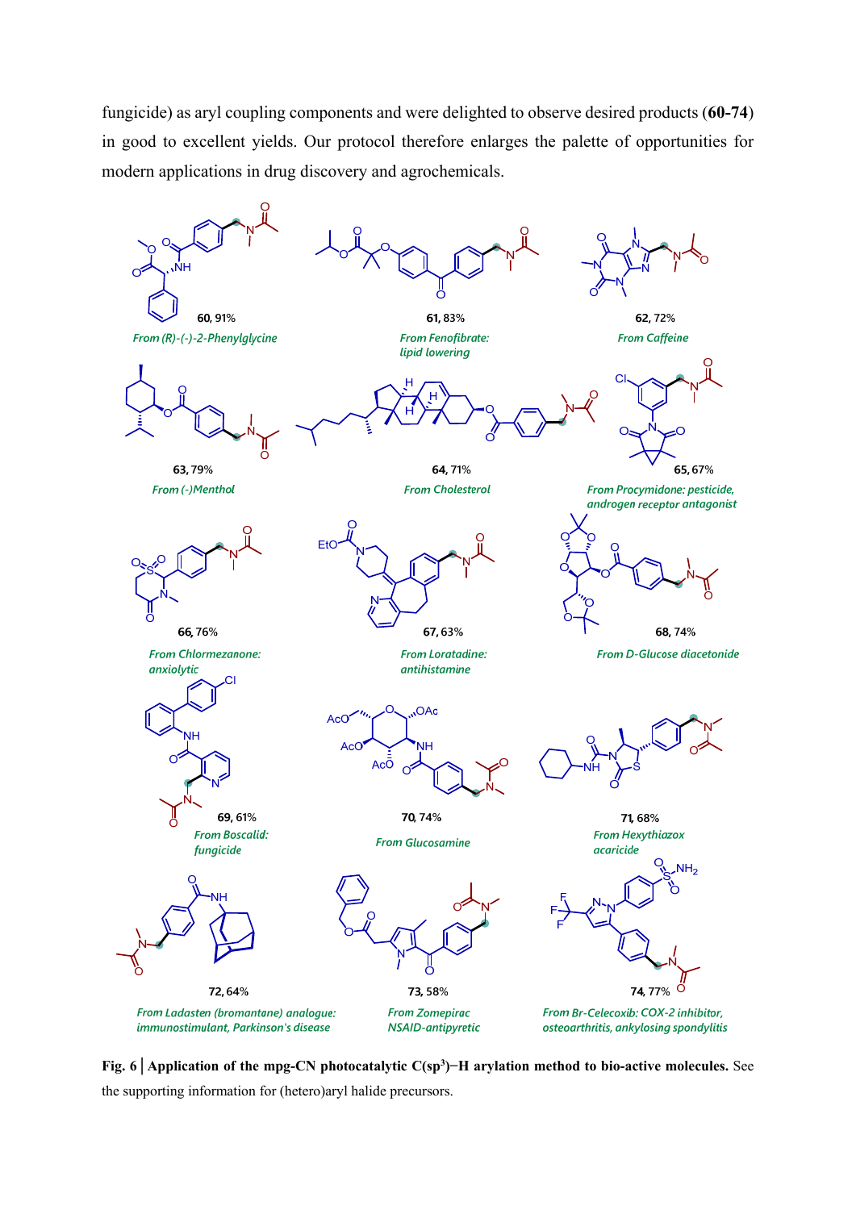fungicide) as aryl coupling components and were delighted to observe desired products (**60-74**) in good to excellent yields. Our protocol therefore enlarges the palette of opportunities for modern applications in drug discovery and agrochemicals.

**60**, 91% *From (R)-(-)-2-Phenylglycine*

**61**, 83% *From Fenofibrate: lipid lowering*

**62**, 72% *From Caffeine*

**63**, 79% *From (-)Menthol*

**64**, 71% *From Cholesterol*

**65**, 67% *From Procymidone: pesticide, androgen receptor antagonist*

**66**, 76% *From Chlormezanone: anxiolytic*

**67**, 63% *From Loratadine: antihistamine*

**68**, 74% *From D-Glucose diacetonide*

**69**, 61% *From Boscalid: fungicide*

**70**, 74% *From Glucosamine*

**71**, 68% *From Hexythiazox acaricide*

**72**, 64% *From Ladasten (bromantane) analogue: immunostimulant, Parkinson's disease*

**73**, 58% *From Zomepirac NSAID-antipyretic*

**74**, 77% *From Br-Celecoxib: COX-2 inhibitor, osteoarthritis, ankylosing spondylitis*

**Fig. 6 | Application of the mpg-CN photocatalytic C($sp^3$)−H arylation method to bio-active molecules.** See the supporting information for (hetero)aryl halide precursors.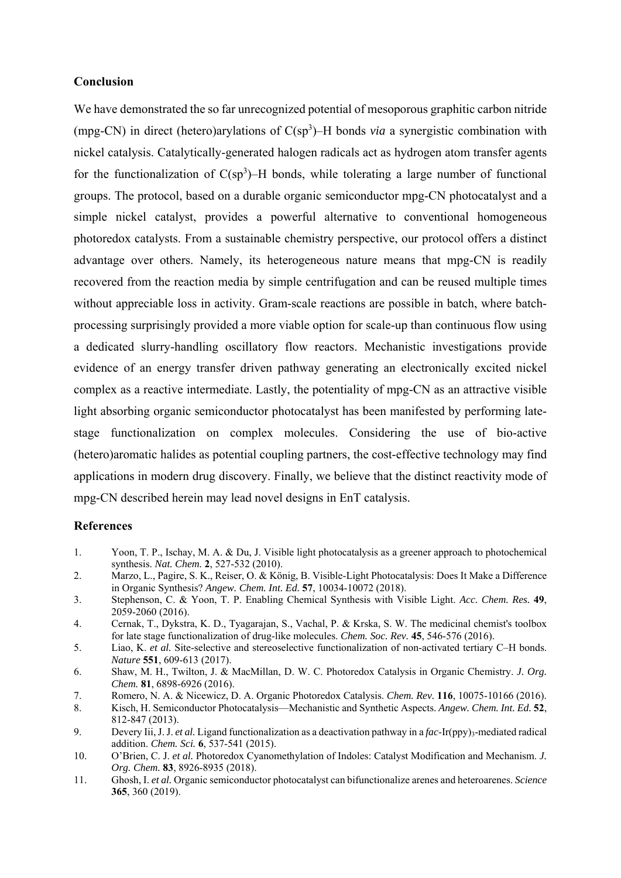## Conclusion

We have demonstrated the so far unrecognized potential of mesoporous graphitic carbon nitride (mpg-CN) in direct (hetero)arylations of $C(sp^3)$–H bonds *via* a synergistic combination with nickel catalysis. Catalytically-generated halogen radicals act as hydrogen atom transfer agents for the functionalization of $C(sp^3)$–H bonds, while tolerating a large number of functional groups. The protocol, based on a durable organic semiconductor mpg-CN photocatalyst and a simple nickel catalyst, provides a powerful alternative to conventional homogeneous photoredox catalysts. From a sustainable chemistry perspective, our protocol offers a distinct advantage over others. Namely, its heterogeneous nature means that mpg-CN is readily recovered from the reaction media by simple centrifugation and can be reused multiple times without appreciable loss in activity. Gram-scale reactions are possible in batch, where batch-processing surprisingly provided a more viable option for scale-up than continuous flow using a dedicated slurry-handling oscillatory flow reactors. Mechanistic investigations provide evidence of an energy transfer driven pathway generating an electronically excited nickel complex as a reactive intermediate. Lastly, the potentiality of mpg-CN as an attractive visible light absorbing organic semiconductor photocatalyst has been manifested by performing late-stage functionalization on complex molecules. Considering the use of bio-active (hetero)aromatic halides as potential coupling partners, the cost-effective technology may find applications in modern drug discovery. Finally, we believe that the distinct reactivity mode of mpg-CN described herein may lead novel designs in EnT catalysis.

## References

1. Yoon, T. P., Ischay, M. A. & Du, J. Visible light photocatalysis as a greener approach to photochemical synthesis. *Nat. Chem.* **2**, 527-532 (2010).
2. Marzo, L., Pagire, S. K., Reiser, O. & König, B. Visible-Light Photocatalysis: Does It Make a Difference in Organic Synthesis? *Angew. Chem. Int. Ed.* **57**, 10034-10072 (2018).
3. Stephenson, C. & Yoon, T. P. Enabling Chemical Synthesis with Visible Light. *Acc. Chem. Res.* **49**, 2059-2060 (2016).
4. Cernak, T., Dykstra, K. D., Tyagarajan, S., Vachal, P. & Krska, S. W. The medicinal chemist's toolbox for late stage functionalization of drug-like molecules. *Chem. Soc. Rev.* **45**, 546-576 (2016).
5. Liao, K. *et al.* Site-selective and stereoselective functionalization of non-activated tertiary C–H bonds. *Nature* **551**, 609-613 (2017).
6. Shaw, M. H., Twilton, J. & MacMillan, D. W. C. Photoredox Catalysis in Organic Chemistry. *J. Org. Chem.* **81**, 6898-6926 (2016).
7. Romero, N. A. & Nicewicz, D. A. Organic Photoredox Catalysis. *Chem. Rev.* **116**, 10075-10166 (2016).
8. Kisch, H. Semiconductor Photocatalysis—Mechanistic and Synthetic Aspects. *Angew. Chem. Int. Ed.* **52**, 812-847 (2013).
9. Devery Iii, J. J. *et al.* Ligand functionalization as a deactivation pathway in a *fac*-Ir(ppy)$_3$-mediated radical addition. *Chem. Sci.* **6**, 537-541 (2015).
10. O'Brien, C. J. *et al.* Photoredox Cyanomethylation of Indoles: Catalyst Modification and Mechanism. *J. Org. Chem.* **83**, 8926-8935 (2018).
11. Ghosh, I. *et al.* Organic semiconductor photocatalyst can bifunctionalize arenes and heteroarenes. *Science* **365**, 360 (2019).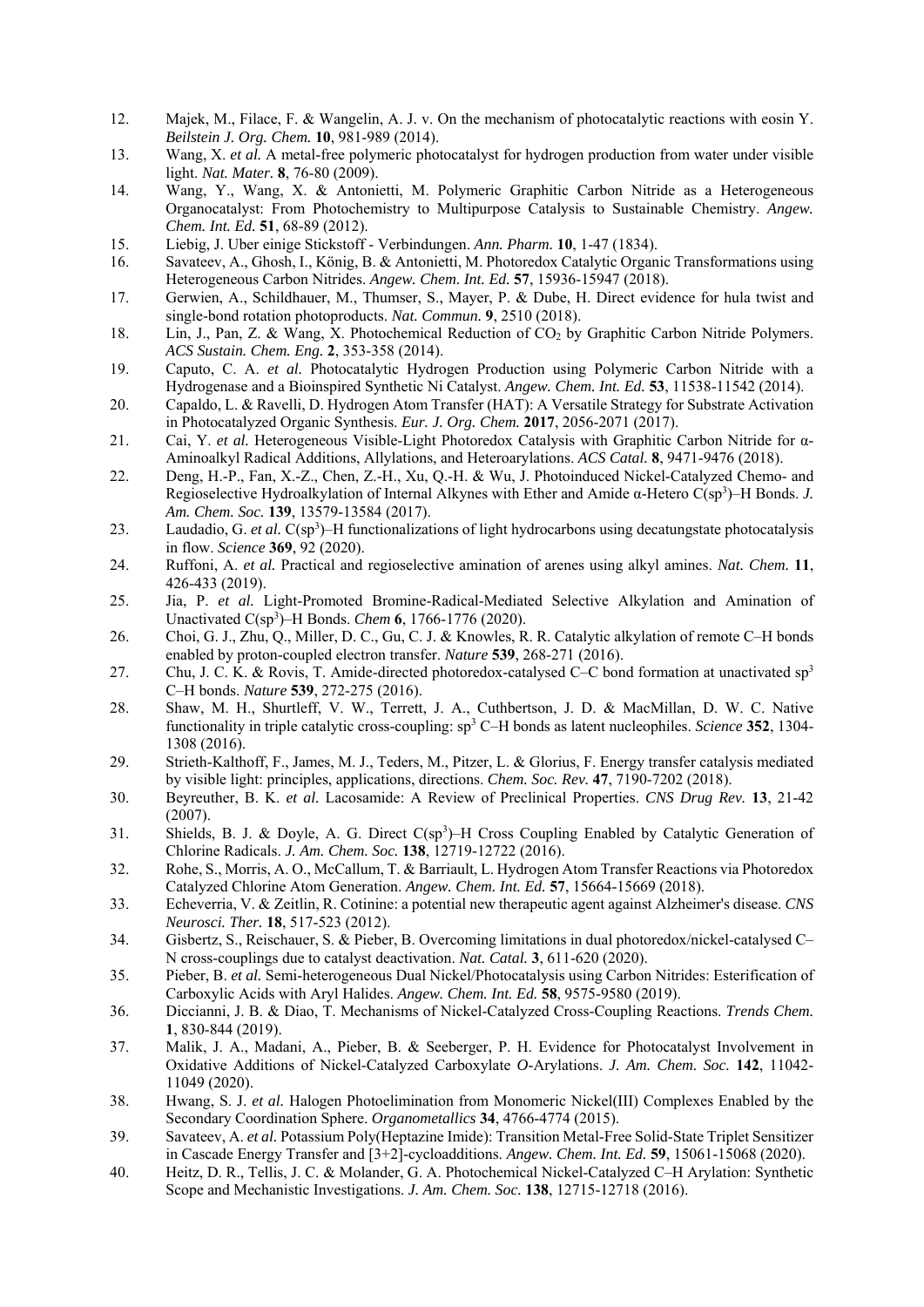12. Majek, M., Filace, F. & Wangelin, A. J. v. On the mechanism of photocatalytic reactions with eosin Y. *Beilstein J. Org. Chem.* **10**, 981-989 (2014).
13. Wang, X. *et al.* A metal-free polymeric photocatalyst for hydrogen production from water under visible light. *Nat. Mater.* **8**, 76-80 (2009).
14. Wang, Y., Wang, X. & Antonietti, M. Polymeric Graphitic Carbon Nitride as a Heterogeneous Organocatalyst: From Photochemistry to Multipurpose Catalysis to Sustainable Chemistry. *Angew. Chem. Int. Ed.* **51**, 68-89 (2012).
15. Liebig, J. Uber einige Stickstoff - Verbindungen. *Ann. Pharm.* **10**, 1-47 (1834).
16. Savateev, A., Ghosh, I., König, B. & Antonietti, M. Photoredox Catalytic Organic Transformations using Heterogeneous Carbon Nitrides. *Angew. Chem. Int. Ed.* **57**, 15936-15947 (2018).
17. Gerwien, A., Schildhauer, M., Thumser, S., Mayer, P. & Dube, H. Direct evidence for hula twist and single-bond rotation photoproducts. *Nat. Commun.* **9**, 2510 (2018).
18. Lin, J., Pan, Z. & Wang, X. Photochemical Reduction of $CO_2$ by Graphitic Carbon Nitride Polymers. *ACS Sustain. Chem. Eng.* **2**, 353-358 (2014).
19. Caputo, C. A. *et al.* Photocatalytic Hydrogen Production using Polymeric Carbon Nitride with a Hydrogenase and a Bioinspired Synthetic Ni Catalyst. *Angew. Chem. Int. Ed.* **53**, 11538-11542 (2014).
20. Capaldo, L. & Ravelli, D. Hydrogen Atom Transfer (HAT): A Versatile Strategy for Substrate Activation in Photocatalyzed Organic Synthesis. *Eur. J. Org. Chem.* **2017**, 2056-2071 (2017).
21. Cai, Y. *et al.* Heterogeneous Visible-Light Photoredox Catalysis with Graphitic Carbon Nitride for α-Aminoalkyl Radical Additions, Allylations, and Heteroarylations. *ACS Catal.* **8**, 9471-9476 (2018).
22. Deng, H.-P., Fan, X.-Z., Chen, Z.-H., Xu, Q.-H. & Wu, J. Photoinduced Nickel-Catalyzed Chemo- and Regioselective Hydroalkylation of Internal Alkynes with Ether and Amide α-Hetero $C(sp^3)$–H Bonds. *J. Am. Chem. Soc.* **139**, 13579-13584 (2017).
23. Laudadio, G. *et al.* $C(sp^3)$–H functionalizations of light hydrocarbons using decatungstate photocatalysis in flow. *Science* **369**, 92 (2020).
24. Ruffoni, A. *et al.* Practical and regioselective amination of arenes using alkyl amines. *Nat. Chem.* **11**, 426-433 (2019).
25. Jia, P. *et al.* Light-Promoted Bromine-Radical-Mediated Selective Alkylation and Amination of Unactivated $C(sp^3)$–H Bonds. *Chem* **6**, 1766-1776 (2020).
26. Choi, G. J., Zhu, Q., Miller, D. C., Gu, C. J. & Knowles, R. R. Catalytic alkylation of remote C–H bonds enabled by proton-coupled electron transfer. *Nature* **539**, 268-271 (2016).
27. Chu, J. C. K. & Rovis, T. Amide-directed photoredox-catalysed C–C bond formation at unactivated $sp^3$ C–H bonds. *Nature* **539**, 272-275 (2016).
28. Shaw, M. H., Shurtleff, V. W., Terrett, J. A., Cuthbertson, J. D. & MacMillan, D. W. C. Native functionality in triple catalytic cross-coupling: $sp^3$ C–H bonds as latent nucleophiles. *Science* **352**, 1304-1308 (2016).
29. Strieth-Kalthoff, F., James, M. J., Teders, M., Pitzer, L. & Glorius, F. Energy transfer catalysis mediated by visible light: principles, applications, directions. *Chem. Soc. Rev.* **47**, 7190-7202 (2018).
30. Beyreuther, B. K. *et al.* Lacosamide: A Review of Preclinical Properties. *CNS Drug Rev.* **13**, 21-42 (2007).
31. Shields, B. J. & Doyle, A. G. Direct $C(sp^3)$–H Cross Coupling Enabled by Catalytic Generation of Chlorine Radicals. *J. Am. Chem. Soc.* **138**, 12719-12722 (2016).
32. Rohe, S., Morris, A. O., McCallum, T. & Barriault, L. Hydrogen Atom Transfer Reactions via Photoredox Catalyzed Chlorine Atom Generation. *Angew. Chem. Int. Ed.* **57**, 15664-15669 (2018).
33. Echeverria, V. & Zeitlin, R. Cotinine: a potential new therapeutic agent against Alzheimer's disease. *CNS Neurosci. Ther.* **18**, 517-523 (2012).
34. Gisbertz, S., Reischauer, S. & Pieber, B. Overcoming limitations in dual photoredox/nickel-catalysed C–N cross-couplings due to catalyst deactivation. *Nat. Catal.* **3**, 611-620 (2020).
35. Pieber, B. *et al.* Semi-heterogeneous Dual Nickel/Photocatalysis using Carbon Nitrides: Esterification of Carboxylic Acids with Aryl Halides. *Angew. Chem. Int. Ed.* **58**, 9575-9580 (2019).
36. Diccianni, J. B. & Diao, T. Mechanisms of Nickel-Catalyzed Cross-Coupling Reactions. *Trends Chem.* **1**, 830-844 (2019).
37. Malik, J. A., Madani, A., Pieber, B. & Seeberger, P. H. Evidence for Photocatalyst Involvement in Oxidative Additions of Nickel-Catalyzed Carboxylate *O*-Arylations. *J. Am. Chem. Soc.* **142**, 11042-11049 (2020).
38. Hwang, S. J. *et al.* Halogen Photoelimination from Monomeric Nickel(III) Complexes Enabled by the Secondary Coordination Sphere. *Organometallics* **34**, 4766-4774 (2015).
39. Savateev, A. *et al.* Potassium Poly(Heptazine Imide): Transition Metal-Free Solid-State Triplet Sensitizer in Cascade Energy Transfer and [3+2]-cycloadditions. *Angew. Chem. Int. Ed.* **59**, 15061-15068 (2020).
40. Heitz, D. R., Tellis, J. C. & Molander, G. A. Photochemical Nickel-Catalyzed C–H Arylation: Synthetic Scope and Mechanistic Investigations. *J. Am. Chem. Soc.* **138**, 12715-12718 (2016).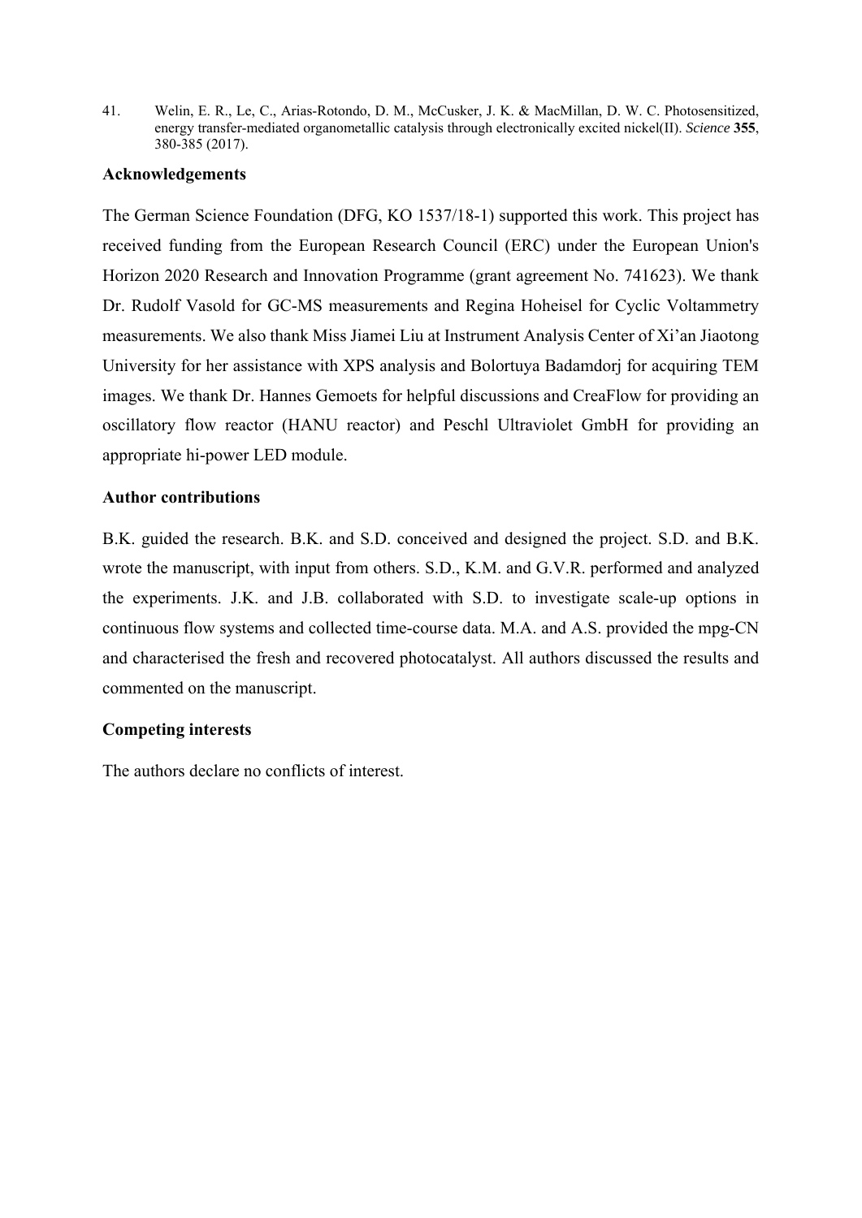41. Welin, E. R., Le, C., Arias-Rotondo, D. M., McCusker, J. K. & MacMillan, D. W. C. Photosensitized, energy transfer-mediated organometallic catalysis through electronically excited nickel(II). *Science* **355**, 380-385 (2017).

## Acknowledgements

The German Science Foundation (DFG, KO 1537/18-1) supported this work. This project has received funding from the European Research Council (ERC) under the European Union's Horizon 2020 Research and Innovation Programme (grant agreement No. 741623). We thank Dr. Rudolf Vasold for GC-MS measurements and Regina Hoheisel for Cyclic Voltammetry measurements. We also thank Miss Jiamei Liu at Instrument Analysis Center of Xi'an Jiaotong University for her assistance with XPS analysis and Bolortuya Badamdorj for acquiring TEM images. We thank Dr. Hannes Gemoets for helpful discussions and CreaFlow for providing an oscillatory flow reactor (HANU reactor) and Peschl Ultraviolet GmbH for providing an appropriate hi-power LED module.

## Author contributions

B.K. guided the research. B.K. and S.D. conceived and designed the project. S.D. and B.K. wrote the manuscript, with input from others. S.D., K.M. and G.V.R. performed and analyzed the experiments. J.K. and J.B. collaborated with S.D. to investigate scale-up options in continuous flow systems and collected time-course data. M.A. and A.S. provided the mpg-CN and characterised the fresh and recovered photocatalyst. All authors discussed the results and commented on the manuscript.

## Competing interests

The authors declare no conflicts of interest.